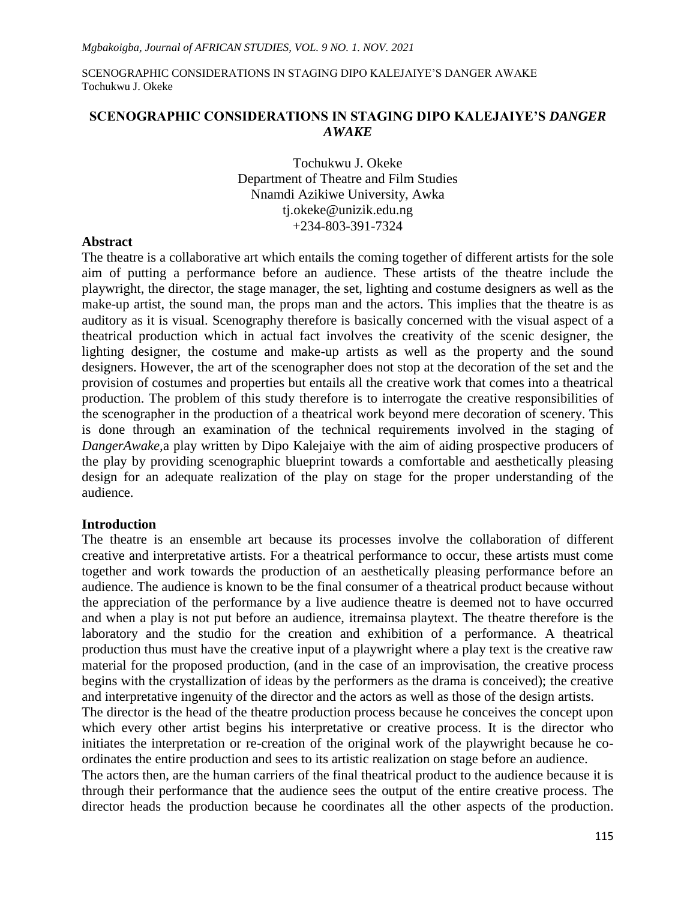# SCENOGRAPHIC CONSIDERATIONS IN STAGING DIPO KALEJAIYE'S *DANGER AWAKE*

Tochukwu J. Okeke
Department of Theatre and Film Studies
Nnamdi Azikiwe University, Awka
tj.okeke@unizik.edu.ng
+234-803-391-7324

## Abstract

The theatre is a collaborative art which entails the coming together of different artists for the sole aim of putting a performance before an audience. These artists of the theatre include the playwright, the director, the stage manager, the set, lighting and costume designers as well as the make-up artist, the sound man, the props man and the actors. This implies that the theatre is as auditory as it is visual. Scenography therefore is basically concerned with the visual aspect of a theatrical production which in actual fact involves the creativity of the scenic designer, the lighting designer, the costume and make-up artists as well as the property and the sound designers. However, the art of the scenographer does not stop at the decoration of the set and the provision of costumes and properties but entails all the creative work that comes into a theatrical production. The problem of this study therefore is to interrogate the creative responsibilities of the scenographer in the production of a theatrical work beyond mere decoration of scenery. This is done through an examination of the technical requirements involved in the staging of *DangerAwake*,a play written by Dipo Kalejaiye with the aim of aiding prospective producers of the play by providing scenographic blueprint towards a comfortable and aesthetically pleasing design for an adequate realization of the play on stage for the proper understanding of the audience.

## Introduction

The theatre is an ensemble art because its processes involve the collaboration of different creative and interpretative artists. For a theatrical performance to occur, these artists must come together and work towards the production of an aesthetically pleasing performance before an audience. The audience is known to be the final consumer of a theatrical product because without the appreciation of the performance by a live audience theatre is deemed not to have occurred and when a play is not put before an audience, itremainsa playtext. The theatre therefore is the laboratory and the studio for the creation and exhibition of a performance. A theatrical production thus must have the creative input of a playwright where a play text is the creative raw material for the proposed production, (and in the case of an improvisation, the creative process begins with the crystallization of ideas by the performers as the drama is conceived); the creative and interpretative ingenuity of the director and the actors as well as those of the design artists.

The director is the head of the theatre production process because he conceives the concept upon which every other artist begins his interpretative or creative process. It is the director who initiates the interpretation or re-creation of the original work of the playwright because he co-ordinates the entire production and sees to its artistic realization on stage before an audience.

The actors then, are the human carriers of the final theatrical product to the audience because it is through their performance that the audience sees the output of the entire creative process. The director heads the production because he coordinates all the other aspects of the production.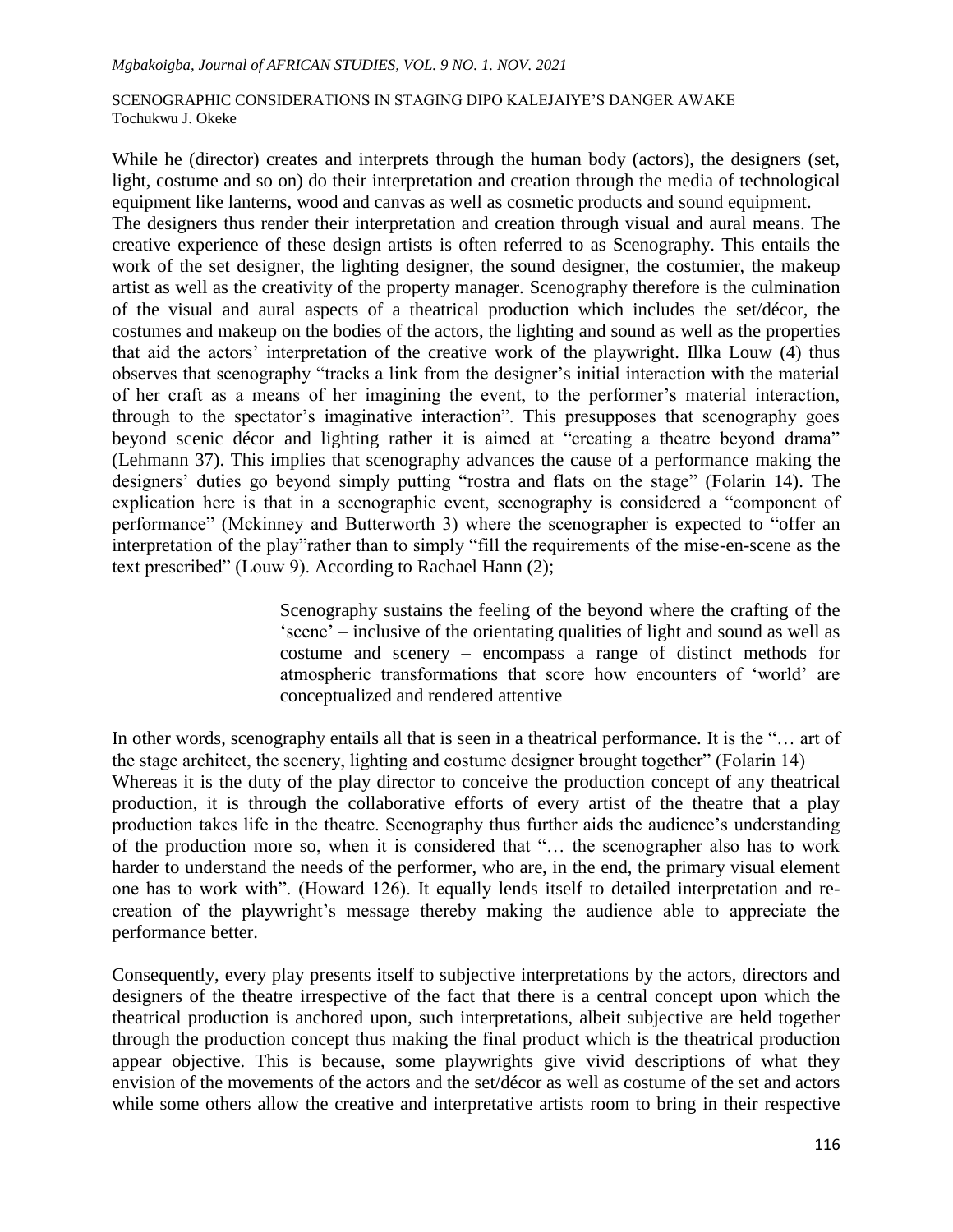While he (director) creates and interprets through the human body (actors), the designers (set, light, costume and so on) do their interpretation and creation through the media of technological equipment like lanterns, wood and canvas as well as cosmetic products and sound equipment.

The designers thus render their interpretation and creation through visual and aural means. The creative experience of these design artists is often referred to as Scenography. This entails the work of the set designer, the lighting designer, the sound designer, the costumier, the makeup artist as well as the creativity of the property manager. Scenography therefore is the culmination of the visual and aural aspects of a theatrical production which includes the set/décor, the costumes and makeup on the bodies of the actors, the lighting and sound as well as the properties that aid the actors' interpretation of the creative work of the playwright. Illka Louw (4) thus observes that scenography "tracks a link from the designer's initial interaction with the material of her craft as a means of her imagining the event, to the performer's material interaction, through to the spectator's imaginative interaction". This presupposes that scenography goes beyond scenic décor and lighting rather it is aimed at "creating a theatre beyond drama" (Lehmann 37). This implies that scenography advances the cause of a performance making the designers' duties go beyond simply putting "rostra and flats on the stage" (Folarin 14). The explication here is that in a scenographic event, scenography is considered a "component of performance" (Mckinney and Butterworth 3) where the scenographer is expected to "offer an interpretation of the play"rather than to simply "fill the requirements of the mise-en-scene as the text prescribed" (Louw 9). According to Rachael Hann (2);

> Scenography sustains the feeling of the beyond where the crafting of the 'scene' – inclusive of the orientating qualities of light and sound as well as costume and scenery – encompass a range of distinct methods for atmospheric transformations that score how encounters of 'world' are conceptualized and rendered attentive

In other words, scenography entails all that is seen in a theatrical performance. It is the "… art of the stage architect, the scenery, lighting and costume designer brought together" (Folarin 14)

Whereas it is the duty of the play director to conceive the production concept of any theatrical production, it is through the collaborative efforts of every artist of the theatre that a play production takes life in the theatre. Scenography thus further aids the audience's understanding of the production more so, when it is considered that "… the scenographer also has to work harder to understand the needs of the performer, who are, in the end, the primary visual element one has to work with". (Howard 126). It equally lends itself to detailed interpretation and re-creation of the playwright's message thereby making the audience able to appreciate the performance better.

Consequently, every play presents itself to subjective interpretations by the actors, directors and designers of the theatre irrespective of the fact that there is a central concept upon which the theatrical production is anchored upon, such interpretations, albeit subjective are held together through the production concept thus making the final product which is the theatrical production appear objective. This is because, some playwrights give vivid descriptions of what they envision of the movements of the actors and the set/décor as well as costume of the set and actors while some others allow the creative and interpretative artists room to bring in their respective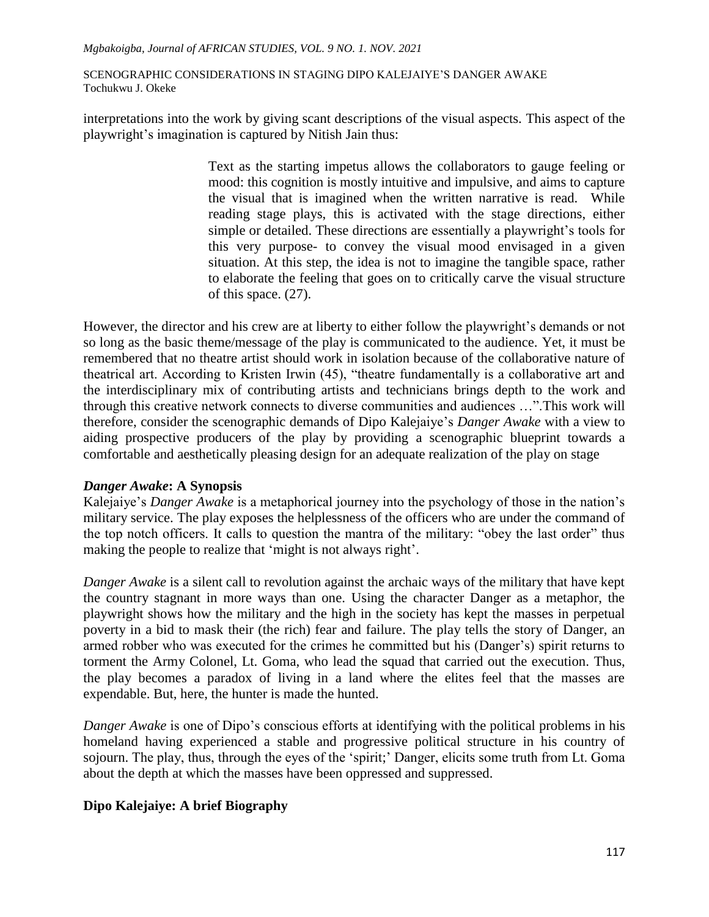interpretations into the work by giving scant descriptions of the visual aspects. This aspect of the playwright's imagination is captured by Nitish Jain thus:

> Text as the starting impetus allows the collaborators to gauge feeling or mood: this cognition is mostly intuitive and impulsive, and aims to capture the visual that is imagined when the written narrative is read. While reading stage plays, this is activated with the stage directions, either simple or detailed. These directions are essentially a playwright's tools for this very purpose- to convey the visual mood envisaged in a given situation. At this step, the idea is not to imagine the tangible space, rather to elaborate the feeling that goes on to critically carve the visual structure of this space. (27).

However, the director and his crew are at liberty to either follow the playwright's demands or not so long as the basic theme/message of the play is communicated to the audience. Yet, it must be remembered that no theatre artist should work in isolation because of the collaborative nature of theatrical art. According to Kristen Irwin (45), "theatre fundamentally is a collaborative art and the interdisciplinary mix of contributing artists and technicians brings depth to the work and through this creative network connects to diverse communities and audiences …".This work will therefore, consider the scenographic demands of Dipo Kalejaiye's *Danger Awake* with a view to aiding prospective producers of the play by providing a scenographic blueprint towards a comfortable and aesthetically pleasing design for an adequate realization of the play on stage

### *Danger Awake*: A Synopsis

Kalejaiye's *Danger Awake* is a metaphorical journey into the psychology of those in the nation's military service. The play exposes the helplessness of the officers who are under the command of the top notch officers. It calls to question the mantra of the military: "obey the last order" thus making the people to realize that 'might is not always right'.

*Danger Awake* is a silent call to revolution against the archaic ways of the military that have kept the country stagnant in more ways than one. Using the character Danger as a metaphor, the playwright shows how the military and the high in the society has kept the masses in perpetual poverty in a bid to mask their (the rich) fear and failure. The play tells the story of Danger, an armed robber who was executed for the crimes he committed but his (Danger's) spirit returns to torment the Army Colonel, Lt. Goma, who lead the squad that carried out the execution. Thus, the play becomes a paradox of living in a land where the elites feel that the masses are expendable. But, here, the hunter is made the hunted.

*Danger Awake* is one of Dipo's conscious efforts at identifying with the political problems in his homeland having experienced a stable and progressive political structure in his country of sojourn. The play, thus, through the eyes of the 'spirit;' Danger, elicits some truth from Lt. Goma about the depth at which the masses have been oppressed and suppressed.

### Dipo Kalejaiye: A brief Biography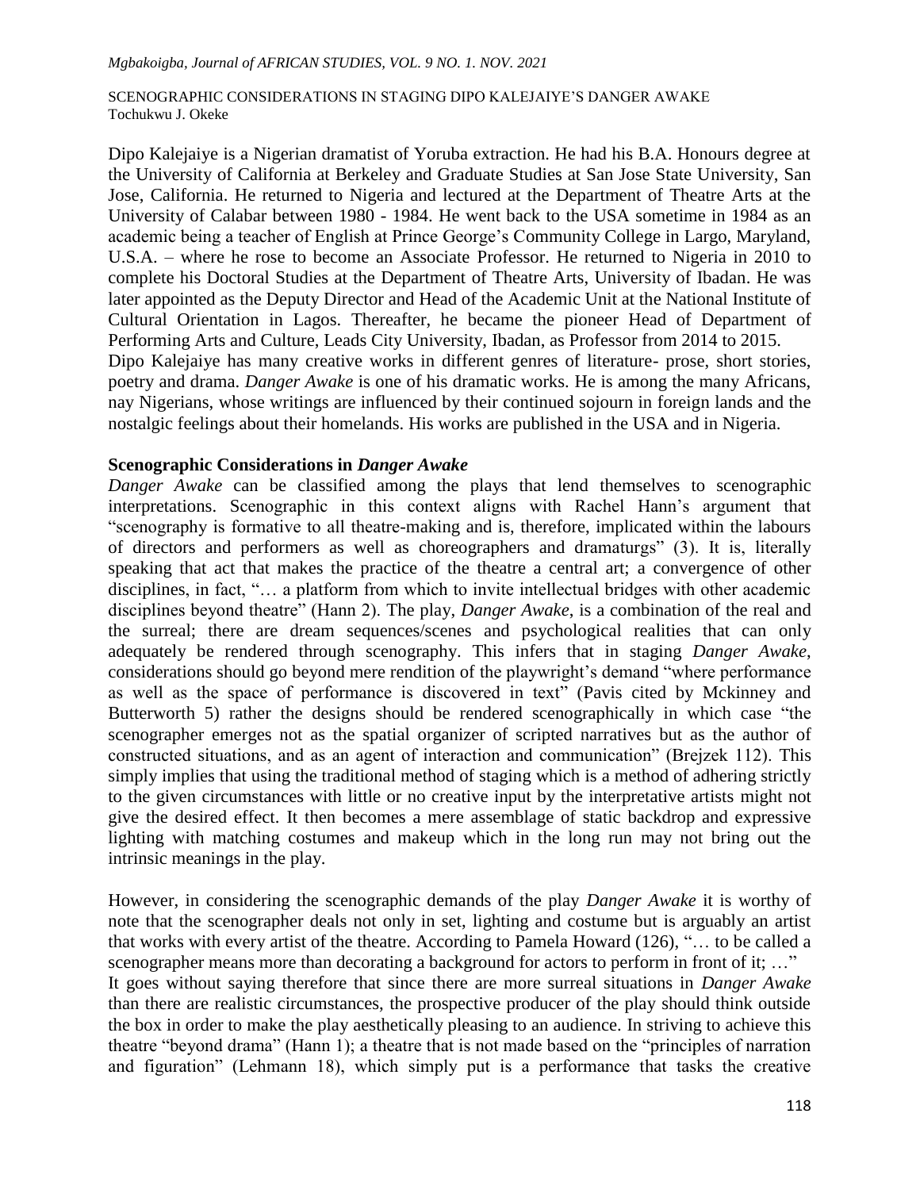Dipo Kalejaiye is a Nigerian dramatist of Yoruba extraction. He had his B.A. Honours degree at the University of California at Berkeley and Graduate Studies at San Jose State University, San Jose, California. He returned to Nigeria and lectured at the Department of Theatre Arts at the University of Calabar between 1980 - 1984. He went back to the USA sometime in 1984 as an academic being a teacher of English at Prince George's Community College in Largo, Maryland, U.S.A. – where he rose to become an Associate Professor. He returned to Nigeria in 2010 to complete his Doctoral Studies at the Department of Theatre Arts, University of Ibadan. He was later appointed as the Deputy Director and Head of the Academic Unit at the National Institute of Cultural Orientation in Lagos. Thereafter, he became the pioneer Head of Department of Performing Arts and Culture, Leads City University, Ibadan, as Professor from 2014 to 2015.

Dipo Kalejaiye has many creative works in different genres of literature- prose, short stories, poetry and drama. *Danger Awake* is one of his dramatic works. He is among the many Africans, nay Nigerians, whose writings are influenced by their continued sojourn in foreign lands and the nostalgic feelings about their homelands. His works are published in the USA and in Nigeria.

**Scenographic Considerations in *Danger Awake***

*Danger Awake* can be classified among the plays that lend themselves to scenographic interpretations. Scenographic in this context aligns with Rachel Hann's argument that "scenography is formative to all theatre-making and is, therefore, implicated within the labours of directors and performers as well as choreographers and dramaturgs" (3). It is, literally speaking that act that makes the practice of the theatre a central art; a convergence of other disciplines, in fact, "… a platform from which to invite intellectual bridges with other academic disciplines beyond theatre" (Hann 2). The play, *Danger Awake*, is a combination of the real and the surreal; there are dream sequences/scenes and psychological realities that can only adequately be rendered through scenography. This infers that in staging *Danger Awake*, considerations should go beyond mere rendition of the playwright's demand "where performance as well as the space of performance is discovered in text" (Pavis cited by Mckinney and Butterworth 5) rather the designs should be rendered scenographically in which case "the scenographer emerges not as the spatial organizer of scripted narratives but as the author of constructed situations, and as an agent of interaction and communication" (Brejzek 112). This simply implies that using the traditional method of staging which is a method of adhering strictly to the given circumstances with little or no creative input by the interpretative artists might not give the desired effect. It then becomes a mere assemblage of static backdrop and expressive lighting with matching costumes and makeup which in the long run may not bring out the intrinsic meanings in the play.

However, in considering the scenographic demands of the play *Danger Awake* it is worthy of note that the scenographer deals not only in set, lighting and costume but is arguably an artist that works with every artist of the theatre. According to Pamela Howard (126), "… to be called a scenographer means more than decorating a background for actors to perform in front of it; …"

It goes without saying therefore that since there are more surreal situations in *Danger Awake* than there are realistic circumstances, the prospective producer of the play should think outside the box in order to make the play aesthetically pleasing to an audience. In striving to achieve this theatre "beyond drama" (Hann 1); a theatre that is not made based on the "principles of narration and figuration" (Lehmann 18), which simply put is a performance that tasks the creative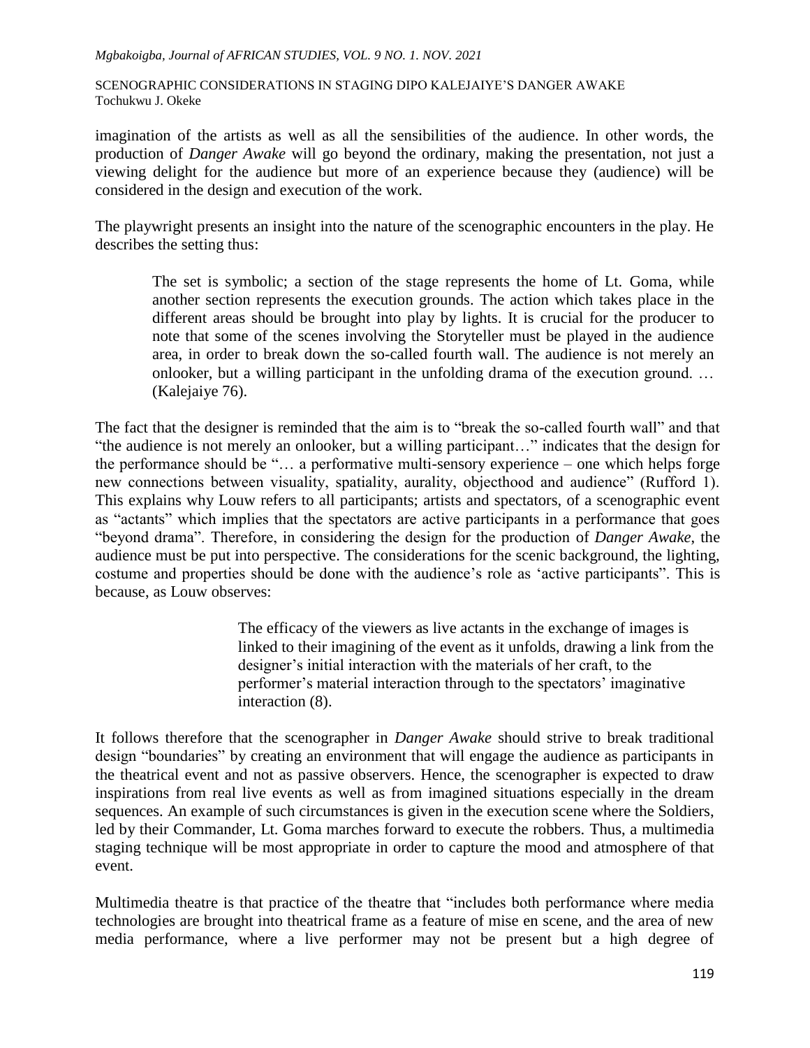imagination of the artists as well as all the sensibilities of the audience. In other words, the production of *Danger Awake* will go beyond the ordinary, making the presentation, not just a viewing delight for the audience but more of an experience because they (audience) will be considered in the design and execution of the work.

The playwright presents an insight into the nature of the scenographic encounters in the play. He describes the setting thus:

> The set is symbolic; a section of the stage represents the home of Lt. Goma, while another section represents the execution grounds. The action which takes place in the different areas should be brought into play by lights. It is crucial for the producer to note that some of the scenes involving the Storyteller must be played in the audience area, in order to break down the so-called fourth wall. The audience is not merely an onlooker, but a willing participant in the unfolding drama of the execution ground. … (Kalejaiye 76).

The fact that the designer is reminded that the aim is to "break the so-called fourth wall" and that "the audience is not merely an onlooker, but a willing participant…" indicates that the design for the performance should be "… a performative multi-sensory experience – one which helps forge new connections between visuality, spatiality, aurality, objecthood and audience" (Rufford 1). This explains why Louw refers to all participants; artists and spectators, of a scenographic event as "actants" which implies that the spectators are active participants in a performance that goes "beyond drama". Therefore, in considering the design for the production of *Danger Awake*, the audience must be put into perspective. The considerations for the scenic background, the lighting, costume and properties should be done with the audience's role as 'active participants". This is because, as Louw observes:

> The efficacy of the viewers as live actants in the exchange of images is linked to their imagining of the event as it unfolds, drawing a link from the designer's initial interaction with the materials of her craft, to the performer's material interaction through to the spectators' imaginative interaction (8).

It follows therefore that the scenographer in *Danger Awake* should strive to break traditional design "boundaries" by creating an environment that will engage the audience as participants in the theatrical event and not as passive observers. Hence, the scenographer is expected to draw inspirations from real live events as well as from imagined situations especially in the dream sequences. An example of such circumstances is given in the execution scene where the Soldiers, led by their Commander, Lt. Goma marches forward to execute the robbers. Thus, a multimedia staging technique will be most appropriate in order to capture the mood and atmosphere of that event.

Multimedia theatre is that practice of the theatre that "includes both performance where media technologies are brought into theatrical frame as a feature of mise en scene, and the area of new media performance, where a live performer may not be present but a high degree of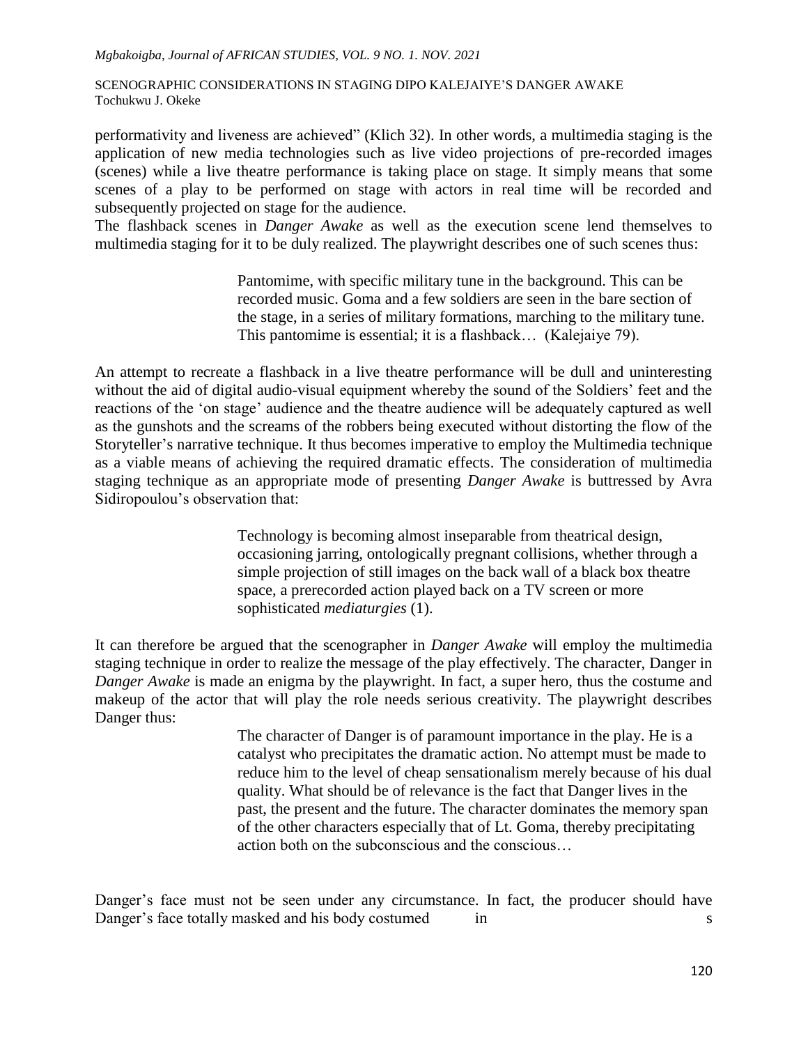performativity and liveness are achieved" (Klich 32). In other words, a multimedia staging is the application of new media technologies such as live video projections of pre-recorded images (scenes) while a live theatre performance is taking place on stage. It simply means that some scenes of a play to be performed on stage with actors in real time will be recorded and subsequently projected on stage for the audience.

The flashback scenes in *Danger Awake* as well as the execution scene lend themselves to multimedia staging for it to be duly realized. The playwright describes one of such scenes thus:

> Pantomime, with specific military tune in the background. This can be recorded music. Goma and a few soldiers are seen in the bare section of the stage, in a series of military formations, marching to the military tune. This pantomime is essential; it is a flashback… (Kalejaiye 79).

An attempt to recreate a flashback in a live theatre performance will be dull and uninteresting without the aid of digital audio-visual equipment whereby the sound of the Soldiers' feet and the reactions of the 'on stage' audience and the theatre audience will be adequately captured as well as the gunshots and the screams of the robbers being executed without distorting the flow of the Storyteller's narrative technique. It thus becomes imperative to employ the Multimedia technique as a viable means of achieving the required dramatic effects. The consideration of multimedia staging technique as an appropriate mode of presenting *Danger Awake* is buttressed by Avra Sidiropoulou's observation that:

> Technology is becoming almost inseparable from theatrical design, occasioning jarring, ontologically pregnant collisions, whether through a simple projection of still images on the back wall of a black box theatre space, a prerecorded action played back on a TV screen or more sophisticated *mediaturgies* (1).

It can therefore be argued that the scenographer in *Danger Awake* will employ the multimedia staging technique in order to realize the message of the play effectively. The character, Danger in *Danger Awake* is made an enigma by the playwright. In fact, a super hero, thus the costume and makeup of the actor that will play the role needs serious creativity. The playwright describes Danger thus:

> The character of Danger is of paramount importance in the play. He is a catalyst who precipitates the dramatic action. No attempt must be made to reduce him to the level of cheap sensationalism merely because of his dual quality. What should be of relevance is the fact that Danger lives in the past, the present and the future. The character dominates the memory span of the other characters especially that of Lt. Goma, thereby precipitating action both on the subconscious and the conscious…

Danger's face must not be seen under any circumstance. In fact, the producer should have Danger's face totally masked and his body costumed in s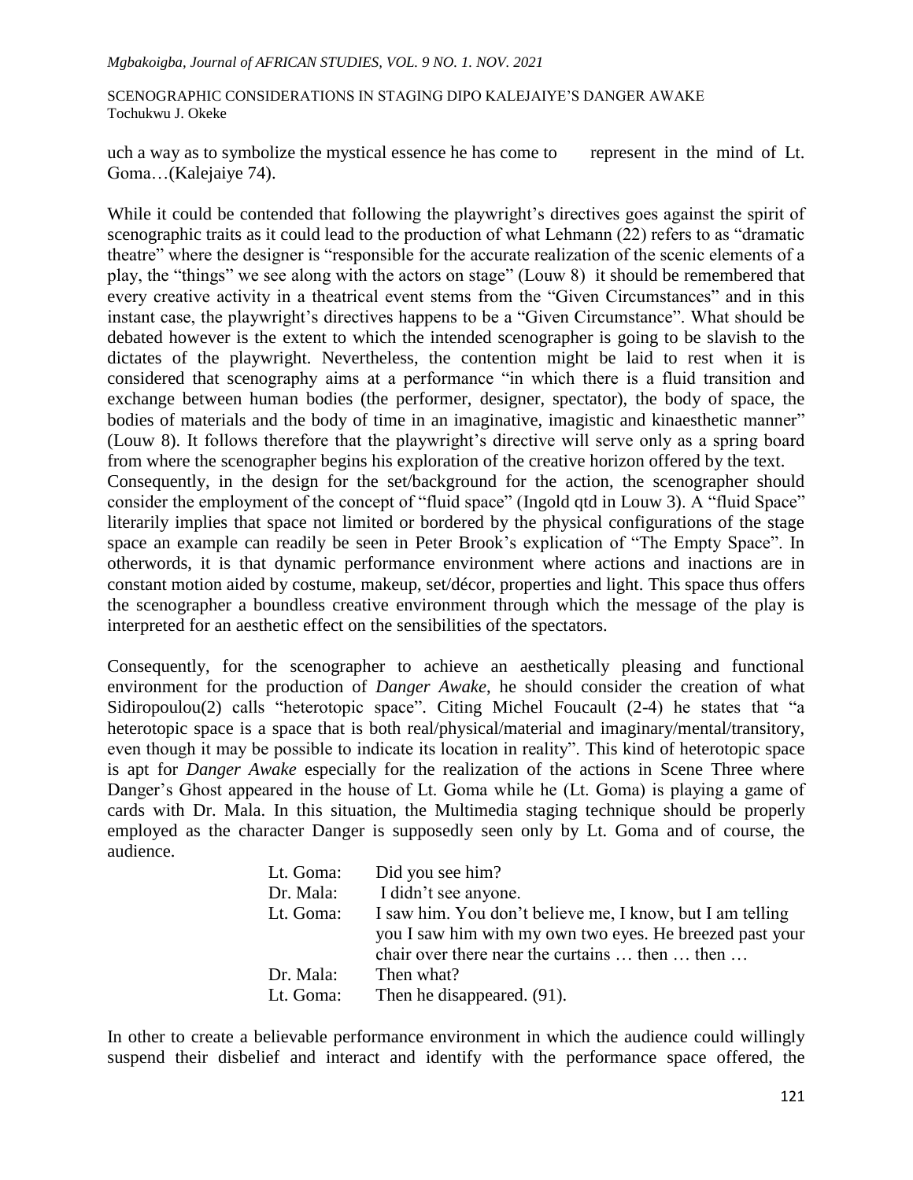uch a way as to symbolize the mystical essence he has come to represent in the mind of Lt. Goma…(Kalejaiye 74).

While it could be contended that following the playwright's directives goes against the spirit of scenographic traits as it could lead to the production of what Lehmann (22) refers to as "dramatic theatre" where the designer is "responsible for the accurate realization of the scenic elements of a play, the "things" we see along with the actors on stage" (Louw 8) it should be remembered that every creative activity in a theatrical event stems from the "Given Circumstances" and in this instant case, the playwright's directives happens to be a "Given Circumstance". What should be debated however is the extent to which the intended scenographer is going to be slavish to the dictates of the playwright. Nevertheless, the contention might be laid to rest when it is considered that scenography aims at a performance "in which there is a fluid transition and exchange between human bodies (the performer, designer, spectator), the body of space, the bodies of materials and the body of time in an imaginative, imagistic and kinaesthetic manner" (Louw 8). It follows therefore that the playwright's directive will serve only as a spring board from where the scenographer begins his exploration of the creative horizon offered by the text.
Consequently, in the design for the set/background for the action, the scenographer should consider the employment of the concept of "fluid space" (Ingold qtd in Louw 3). A "fluid Space" literarily implies that space not limited or bordered by the physical configurations of the stage space an example can readily be seen in Peter Brook's explication of "The Empty Space". In otherwords, it is that dynamic performance environment where actions and inactions are in constant motion aided by costume, makeup, set/décor, properties and light. This space thus offers the scenographer a boundless creative environment through which the message of the play is interpreted for an aesthetic effect on the sensibilities of the spectators.

Consequently, for the scenographer to achieve an aesthetically pleasing and functional environment for the production of *Danger Awake*, he should consider the creation of what Sidiropoulou(2) calls "heterotopic space". Citing Michel Foucault (2-4) he states that "a heterotopic space is a space that is both real/physical/material and imaginary/mental/transitory, even though it may be possible to indicate its location in reality". This kind of heterotopic space is apt for *Danger Awake* especially for the realization of the actions in Scene Three where Danger's Ghost appeared in the house of Lt. Goma while he (Lt. Goma) is playing a game of cards with Dr. Mala. In this situation, the Multimedia staging technique should be properly employed as the character Danger is supposedly seen only by Lt. Goma and of course, the audience.

> Lt. Goma: Did you see him?
> Dr. Mala: I didn't see anyone.
> Lt. Goma: I saw him. You don't believe me, I know, but I am telling you I saw him with my own two eyes. He breezed past your chair over there near the curtains … then … then …
> Dr. Mala: Then what?
> Lt. Goma: Then he disappeared. (91).

In other to create a believable performance environment in which the audience could willingly suspend their disbelief and interact and identify with the performance space offered, the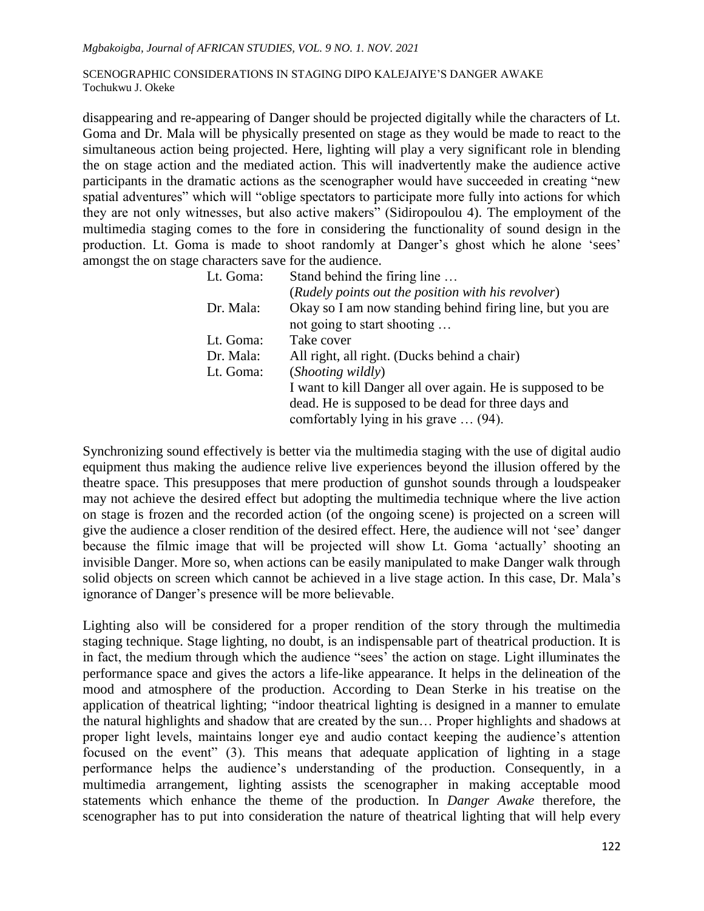disappearing and re-appearing of Danger should be projected digitally while the characters of Lt. Goma and Dr. Mala will be physically presented on stage as they would be made to react to the simultaneous action being projected. Here, lighting will play a very significant role in blending the on stage action and the mediated action. This will inadvertently make the audience active participants in the dramatic actions as the scenographer would have succeeded in creating "new spatial adventures" which will "oblige spectators to participate more fully into actions for which they are not only witnesses, but also active makers" (Sidiropoulou 4). The employment of the multimedia staging comes to the fore in considering the functionality of sound design in the production. Lt. Goma is made to shoot randomly at Danger's ghost which he alone 'sees' amongst the on stage characters save for the audience.

> Lt. Goma: Stand behind the firing line …
> (*Rudely points out the position with his revolver*)
> Dr. Mala: Okay so I am now standing behind firing line, but you are not going to start shooting …
> Lt. Goma: Take cover
> Dr. Mala: All right, all right. (Ducks behind a chair)
> Lt. Goma: (*Shooting wildly*)
> I want to kill Danger all over again. He is supposed to be dead. He is supposed to be dead for three days and comfortably lying in his grave … (94).

Synchronizing sound effectively is better via the multimedia staging with the use of digital audio equipment thus making the audience relive live experiences beyond the illusion offered by the theatre space. This presupposes that mere production of gunshot sounds through a loudspeaker may not achieve the desired effect but adopting the multimedia technique where the live action on stage is frozen and the recorded action (of the ongoing scene) is projected on a screen will give the audience a closer rendition of the desired effect. Here, the audience will not 'see' danger because the filmic image that will be projected will show Lt. Goma 'actually' shooting an invisible Danger. More so, when actions can be easily manipulated to make Danger walk through solid objects on screen which cannot be achieved in a live stage action. In this case, Dr. Mala's ignorance of Danger's presence will be more believable.

Lighting also will be considered for a proper rendition of the story through the multimedia staging technique. Stage lighting, no doubt, is an indispensable part of theatrical production. It is in fact, the medium through which the audience "sees' the action on stage. Light illuminates the performance space and gives the actors a life-like appearance. It helps in the delineation of the mood and atmosphere of the production. According to Dean Sterke in his treatise on the application of theatrical lighting; "indoor theatrical lighting is designed in a manner to emulate the natural highlights and shadow that are created by the sun… Proper highlights and shadows at proper light levels, maintains longer eye and audio contact keeping the audience's attention focused on the event" (3). This means that adequate application of lighting in a stage performance helps the audience's understanding of the production. Consequently, in a multimedia arrangement, lighting assists the scenographer in making acceptable mood statements which enhance the theme of the production. In *Danger Awake* therefore, the scenographer has to put into consideration the nature of theatrical lighting that will help every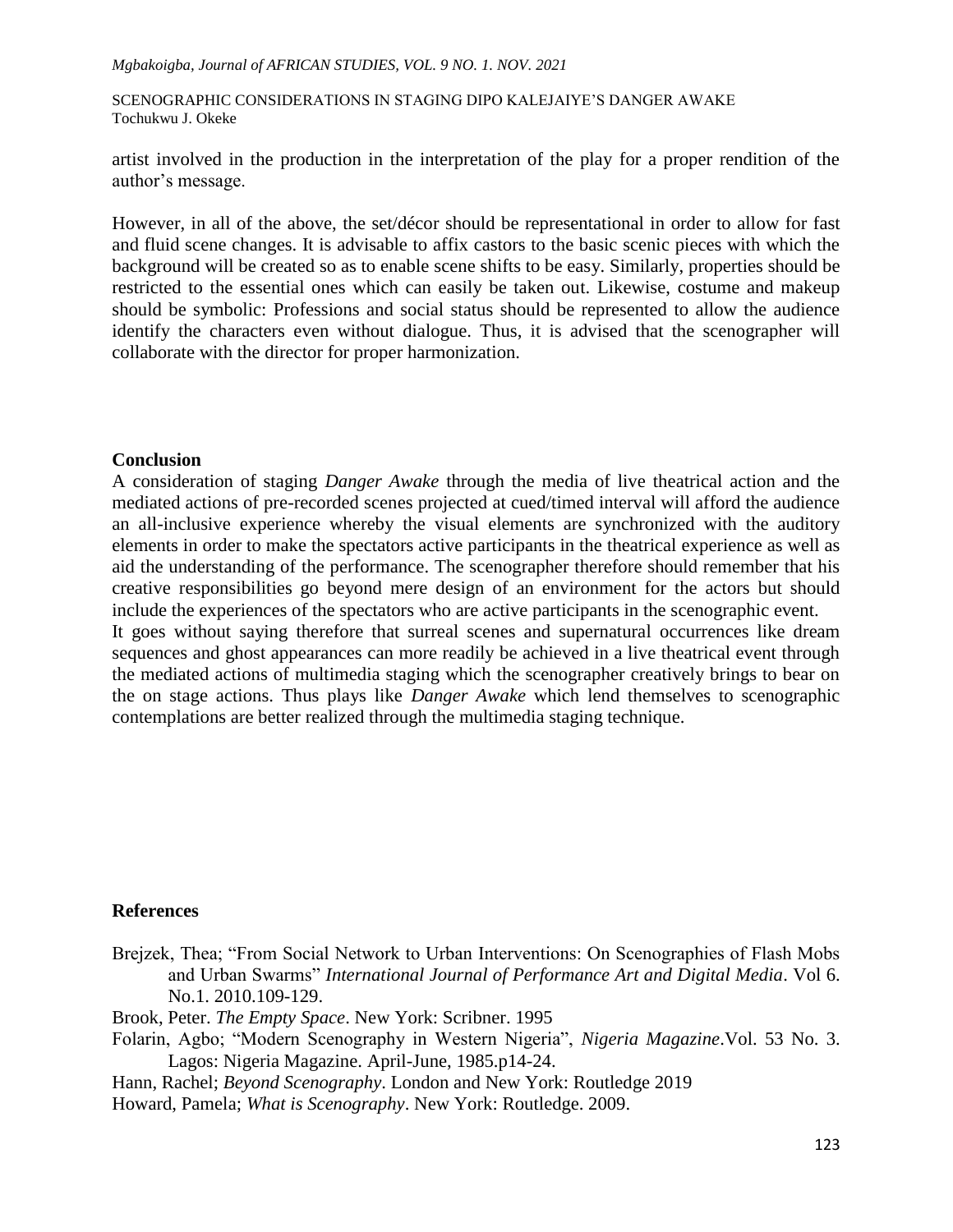artist involved in the production in the interpretation of the play for a proper rendition of the author's message.

However, in all of the above, the set/décor should be representational in order to allow for fast and fluid scene changes. It is advisable to affix castors to the basic scenic pieces with which the background will be created so as to enable scene shifts to be easy. Similarly, properties should be restricted to the essential ones which can easily be taken out. Likewise, costume and makeup should be symbolic: Professions and social status should be represented to allow the audience identify the characters even without dialogue. Thus, it is advised that the scenographer will collaborate with the director for proper harmonization.

## Conclusion

A consideration of staging *Danger Awake* through the media of live theatrical action and the mediated actions of pre-recorded scenes projected at cued/timed interval will afford the audience an all-inclusive experience whereby the visual elements are synchronized with the auditory elements in order to make the spectators active participants in the theatrical experience as well as aid the understanding of the performance. The scenographer therefore should remember that his creative responsibilities go beyond mere design of an environment for the actors but should include the experiences of the spectators who are active participants in the scenographic event.

It goes without saying therefore that surreal scenes and supernatural occurrences like dream sequences and ghost appearances can more readily be achieved in a live theatrical event through the mediated actions of multimedia staging which the scenographer creatively brings to bear on the on stage actions. Thus plays like *Danger Awake* which lend themselves to scenographic contemplations are better realized through the multimedia staging technique.

## References

Brejzek, Thea; "From Social Network to Urban Interventions: On Scenographies of Flash Mobs and Urban Swarms" *International Journal of Performance Art and Digital Media*. Vol 6. No.1. 2010.109-129.

Brook, Peter. *The Empty Space*. New York: Scribner. 1995

Folarin, Agbo; "Modern Scenography in Western Nigeria", *Nigeria Magazine*.Vol. 53 No. 3. Lagos: Nigeria Magazine. April-June, 1985.p14-24.

Hann, Rachel; *Beyond Scenography*. London and New York: Routledge 2019

Howard, Pamela; *What is Scenography*. New York: Routledge. 2009.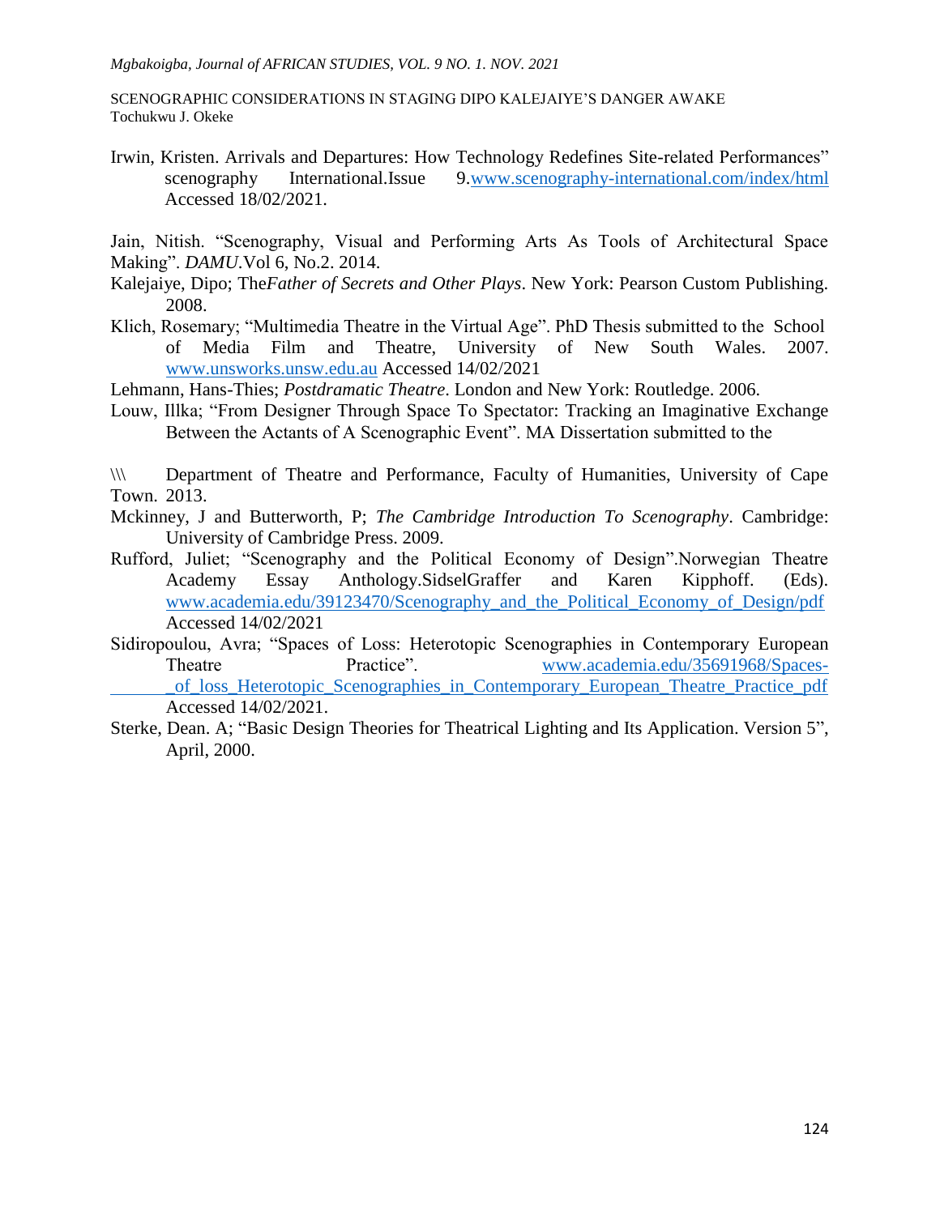Irwin, Kristen. Arrivals and Departures: How Technology Redefines Site-related Performances" scenography International.Issue 9.www.scenography-international.com/index/html Accessed 18/02/2021.

Jain, Nitish. "Scenography, Visual and Performing Arts As Tools of Architectural Space Making". *DAMU*.Vol 6, No.2. 2014.

Kalejaiye, Dipo; The*Father of Secrets and Other Plays*. New York: Pearson Custom Publishing. 2008.

Klich, Rosemary; "Multimedia Theatre in the Virtual Age". PhD Thesis submitted to the School of Media Film and Theatre, University of New South Wales. 2007. www.unsworks.unsw.edu.au Accessed 14/02/2021

Lehmann, Hans-Thies; *Postdramatic Theatre*. London and New York: Routledge. 2006.

Louw, Illka; "From Designer Through Space To Spectator: Tracking an Imaginative Exchange Between the Actants of A Scenographic Event". MA Dissertation submitted to the

\\\ Department of Theatre and Performance, Faculty of Humanities, University of Cape Town. 2013.

Mckinney, J and Butterworth, P; *The Cambridge Introduction To Scenography*. Cambridge: University of Cambridge Press. 2009.

Rufford, Juliet; "Scenography and the Political Economy of Design".Norwegian Theatre Academy Essay Anthology.SidselGraffer and Karen Kipphoff. (Eds). www.academia.edu/39123470/Scenography_and_the_Political_Economy_of_Design/pdf Accessed 14/02/2021

Sidiropoulou, Avra; "Spaces of Loss: Heterotopic Scenographies in Contemporary European Theatre Practice". www.academia.edu/35691968/Spaces-_of_loss_Heterotopic_Scenographies_in_Contemporary_European_Theatre_Practice_pdf Accessed 14/02/2021.

Sterke, Dean. A; "Basic Design Theories for Theatrical Lighting and Its Application. Version 5", April, 2000.